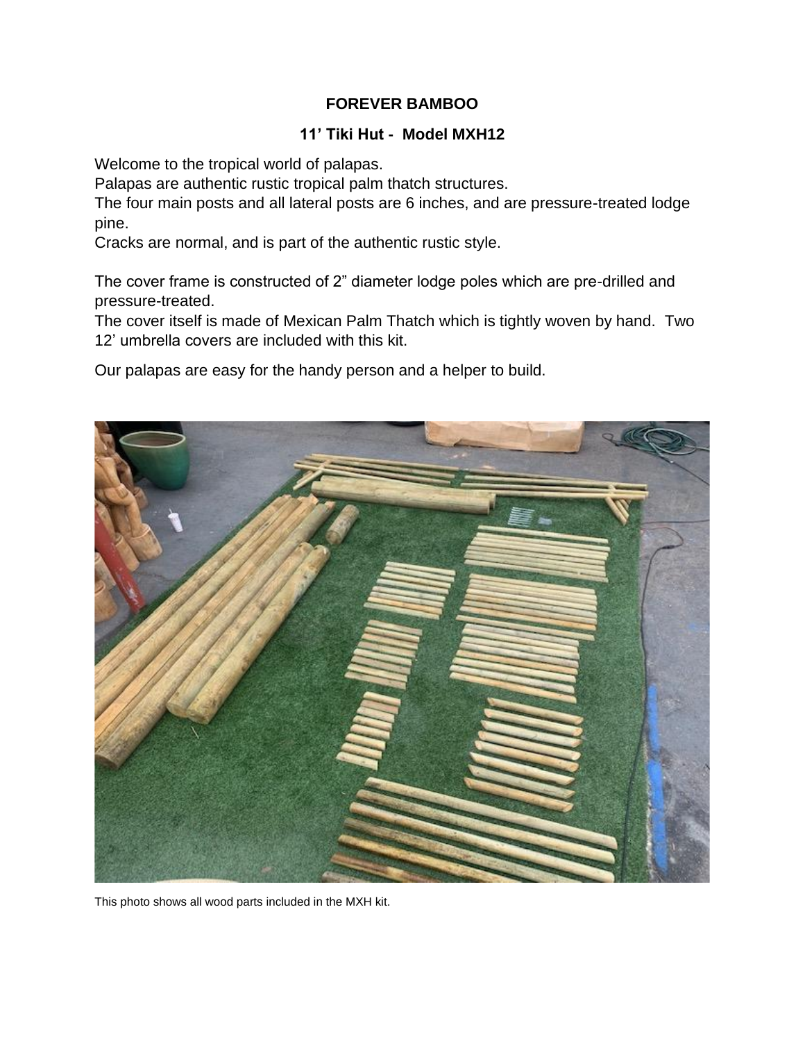**FOREVER BAMBOO**

**11' Tiki Hut - Model MXH12**

Welcome to the tropical world of palapas.
Palapas are authentic rustic tropical palm thatch structures.
The four main posts and all lateral posts are 6 inches, and are pressure-treated lodge pine.
Cracks are normal, and is part of the authentic rustic style.

The cover frame is constructed of 2" diameter lodge poles which are pre-drilled and pressure-treated.
The cover itself is made of Mexican Palm Thatch which is tightly woven by hand. Two 12' umbrella covers are included with this kit.

Our palapas are easy for the handy person and a helper to build.

This photo shows all wood parts included in the MXH kit.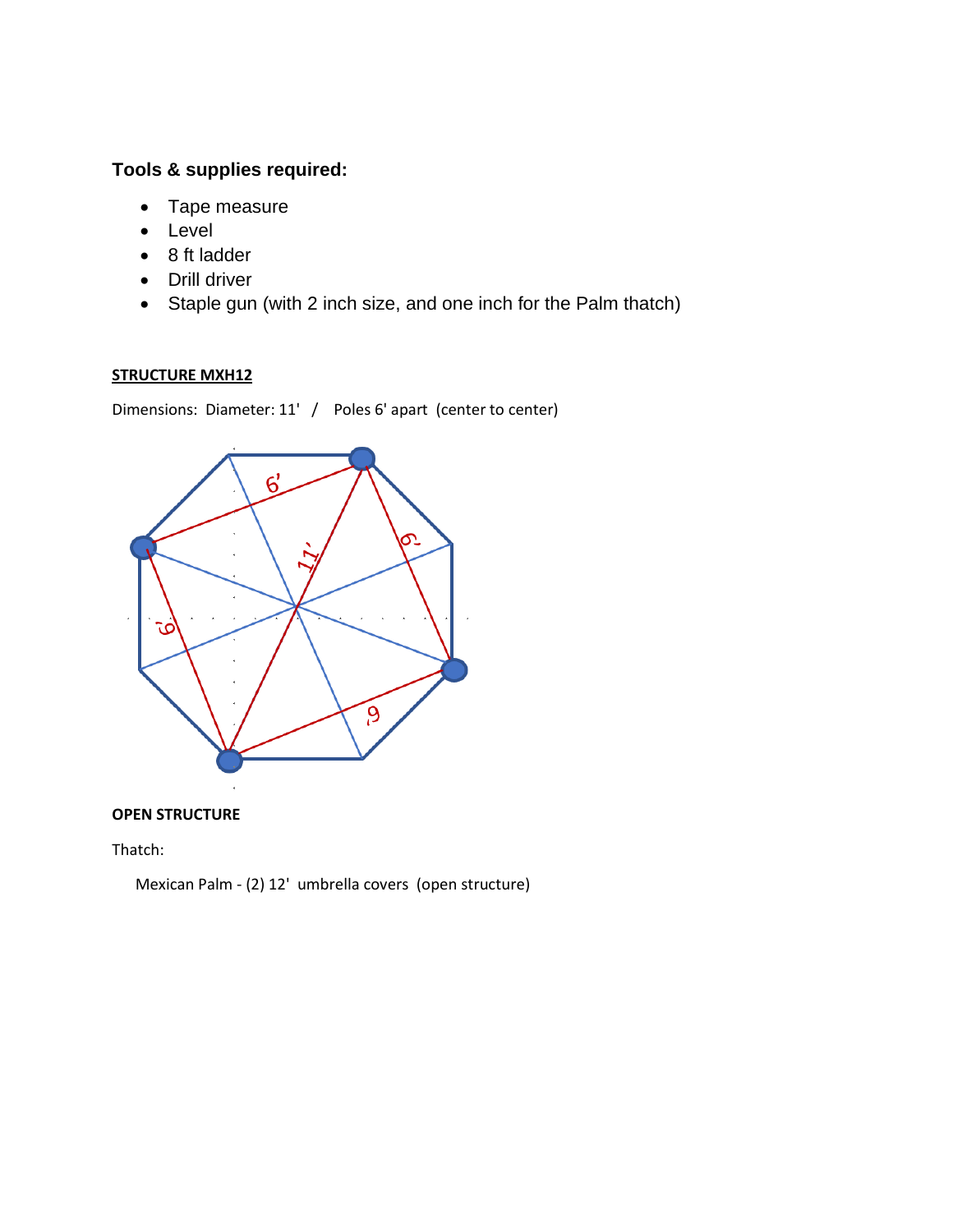### Tools & supplies required:

- Tape measure
- Level
- 8 ft ladder
- Drill driver
- Staple gun (with 2 inch size, and one inch for the Palm thatch)

**STRUCTURE MXH12**

Dimensions: Diameter: 11' / Poles 6' apart (center to center)

**OPEN STRUCTURE**

Thatch:

Mexican Palm - (2) 12' umbrella covers (open structure)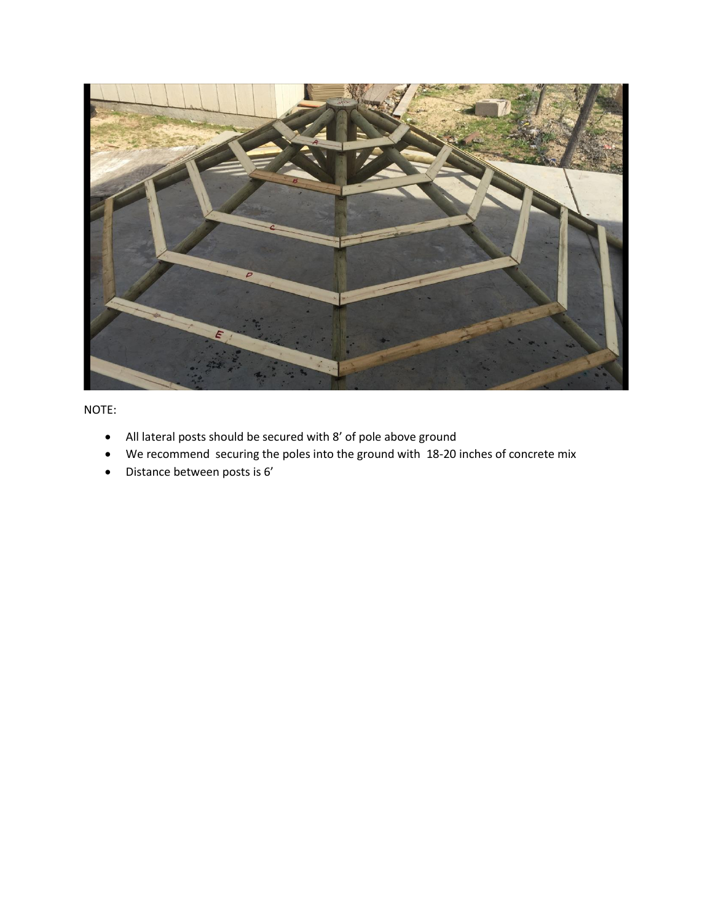NOTE:

- All lateral posts should be secured with 8' of pole above ground
- We recommend  securing the poles into the ground with  18-20 inches of concrete mix
- Distance between posts is 6'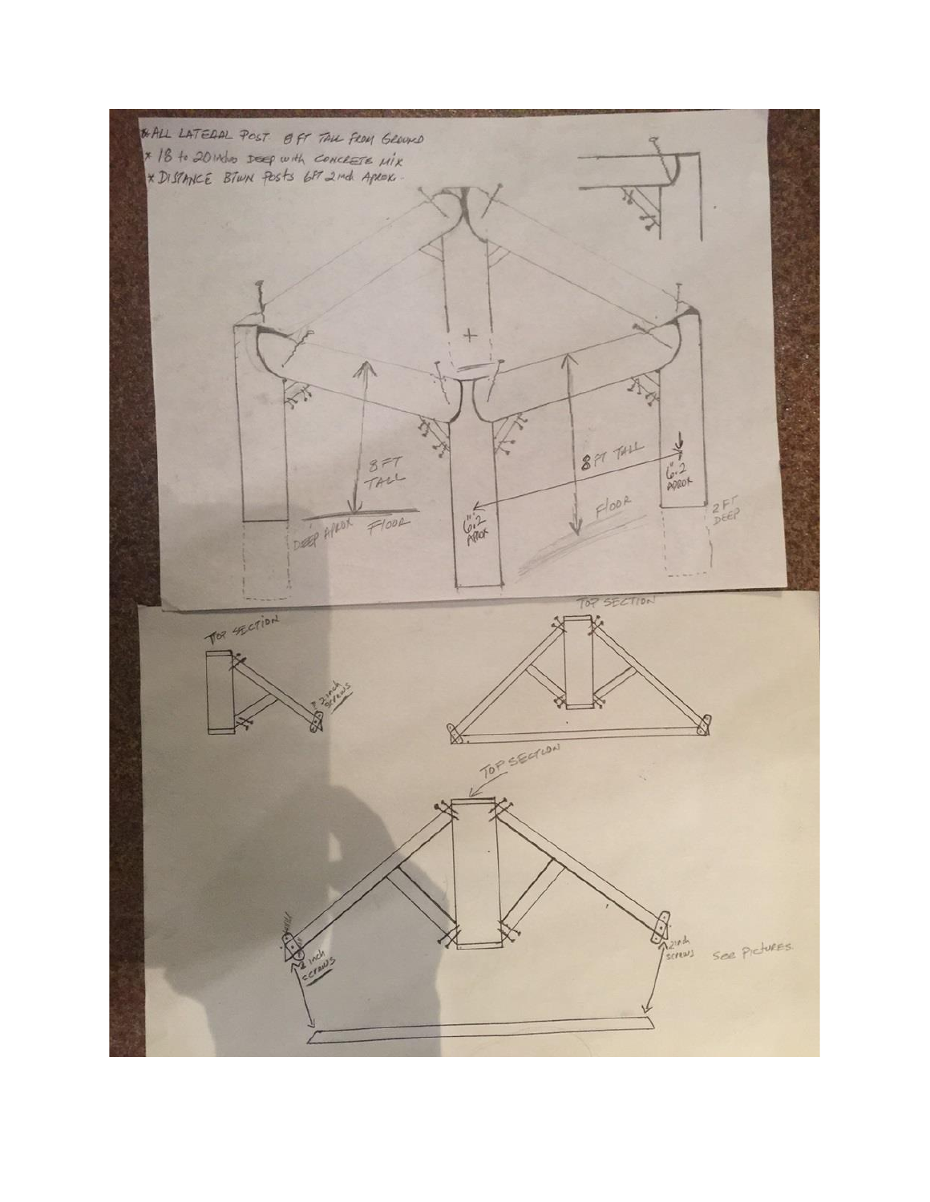* ALL LATERAL POST 8 FT TALL FROM GROUND
* 18 to 20 inches DEEP with CONCRETE MIX
* DISTANCE BTWN POSTS 6FT 2inch APROX.

8 FT TALL

8 FT TALL

6'.2 APROX

6'.2 APROX

FLOOR

FLOOR

DEEP APROX

2 FT DEEP

TOP SECTION

2 inch SCREWS

TOP SECTION

TOP SECTION

2 inch SCREWS

2 inch SCREWS

See Pictures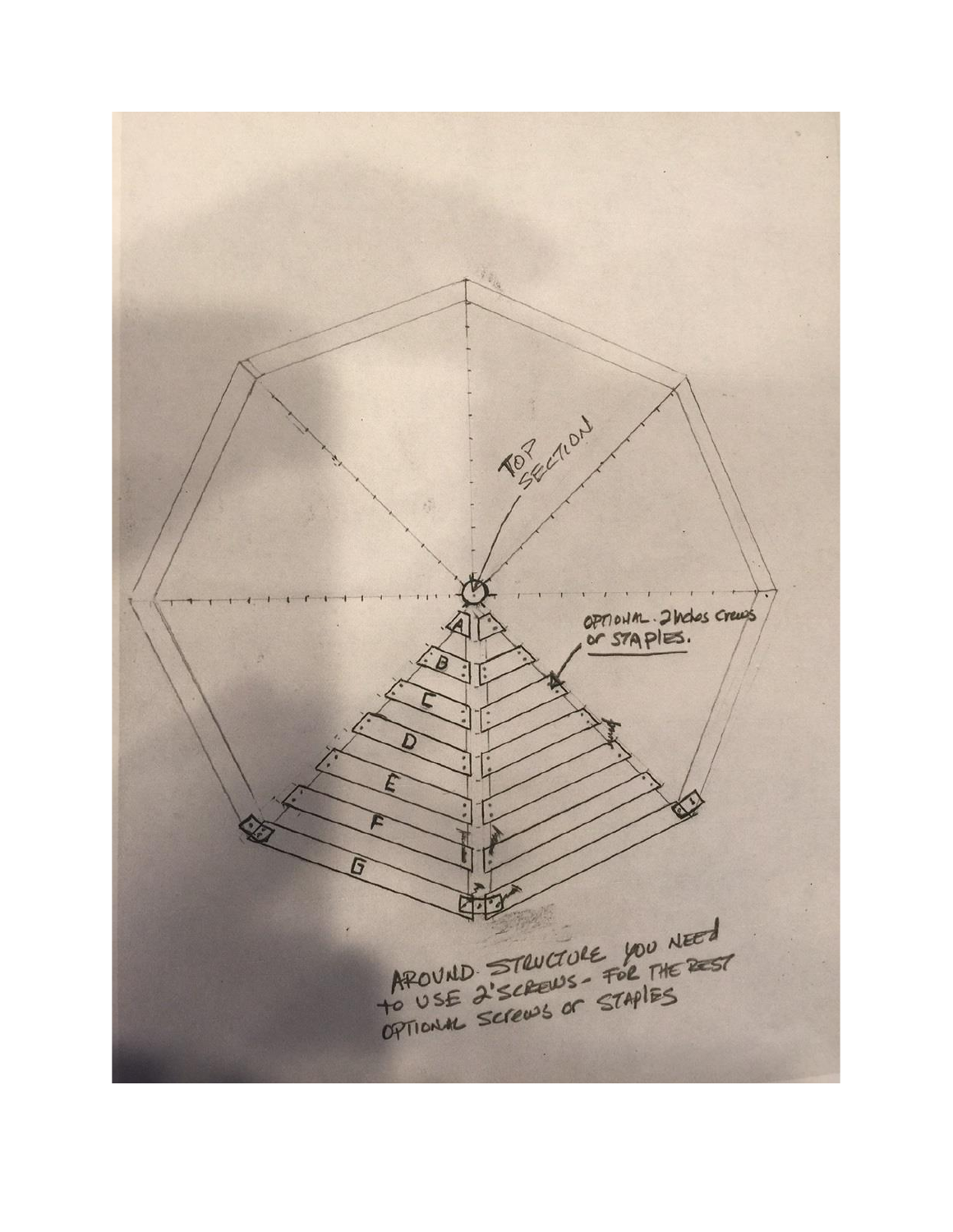TOP SECTION

A

B

C

D

E

F

G

OPTIONAL. 2 Inches crews or STAPLES.

AROUND STRUCTURE YOU NEED TO USE 2'SCREWS - FOR THE REST OPTIONAL SCREWS OR STAPLES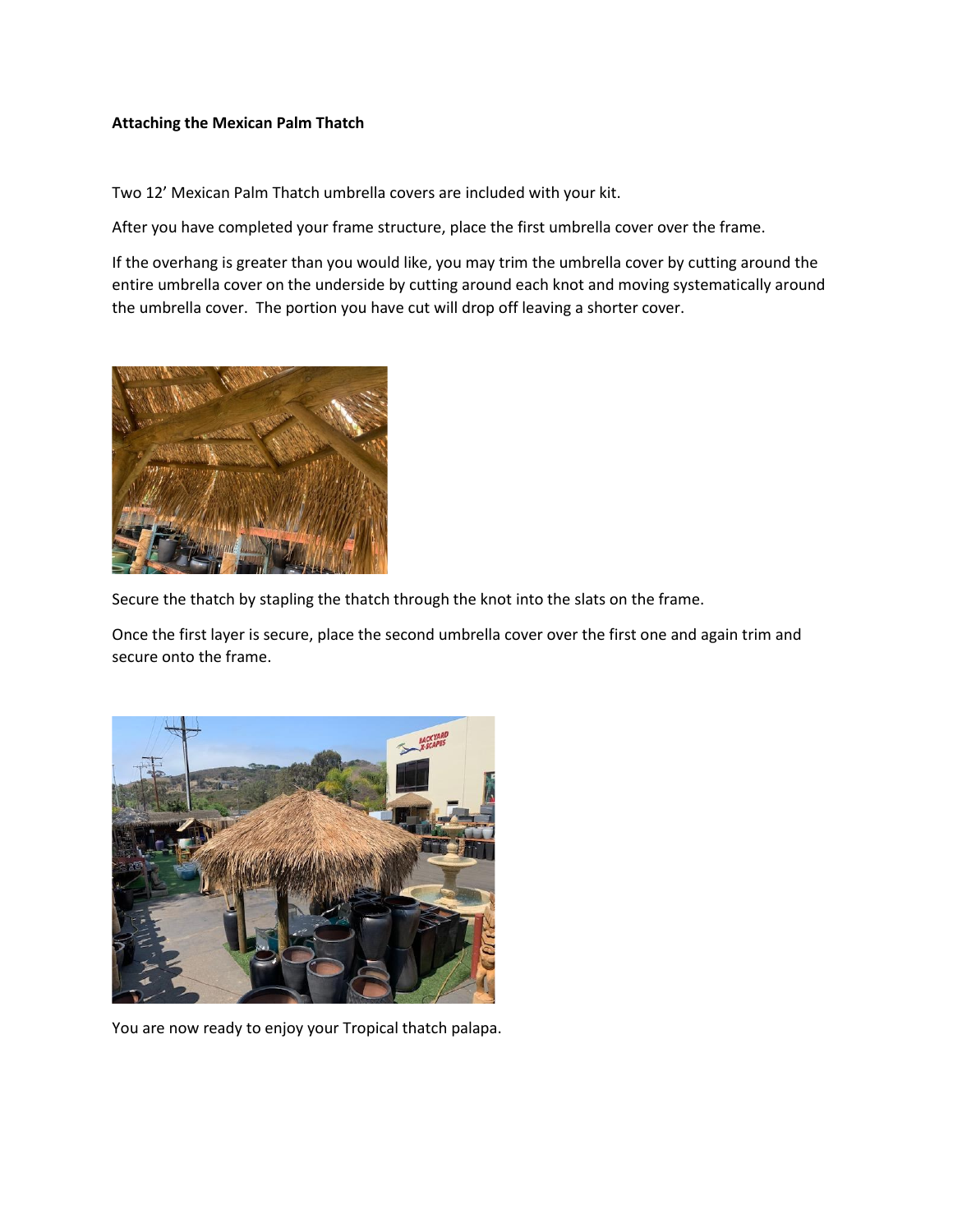**Attaching the Mexican Palm Thatch**

Two 12' Mexican Palm Thatch umbrella covers are included with your kit.

After you have completed your frame structure, place the first umbrella cover over the frame.

If the overhang is greater than you would like, you may trim the umbrella cover by cutting around the entire umbrella cover on the underside by cutting around each knot and moving systematically around the umbrella cover. The portion you have cut will drop off leaving a shorter cover.

Secure the thatch by stapling the thatch through the knot into the slats on the frame.

Once the first layer is secure, place the second umbrella cover over the first one and again trim and secure onto the frame.

You are now ready to enjoy your Tropical thatch palapa.